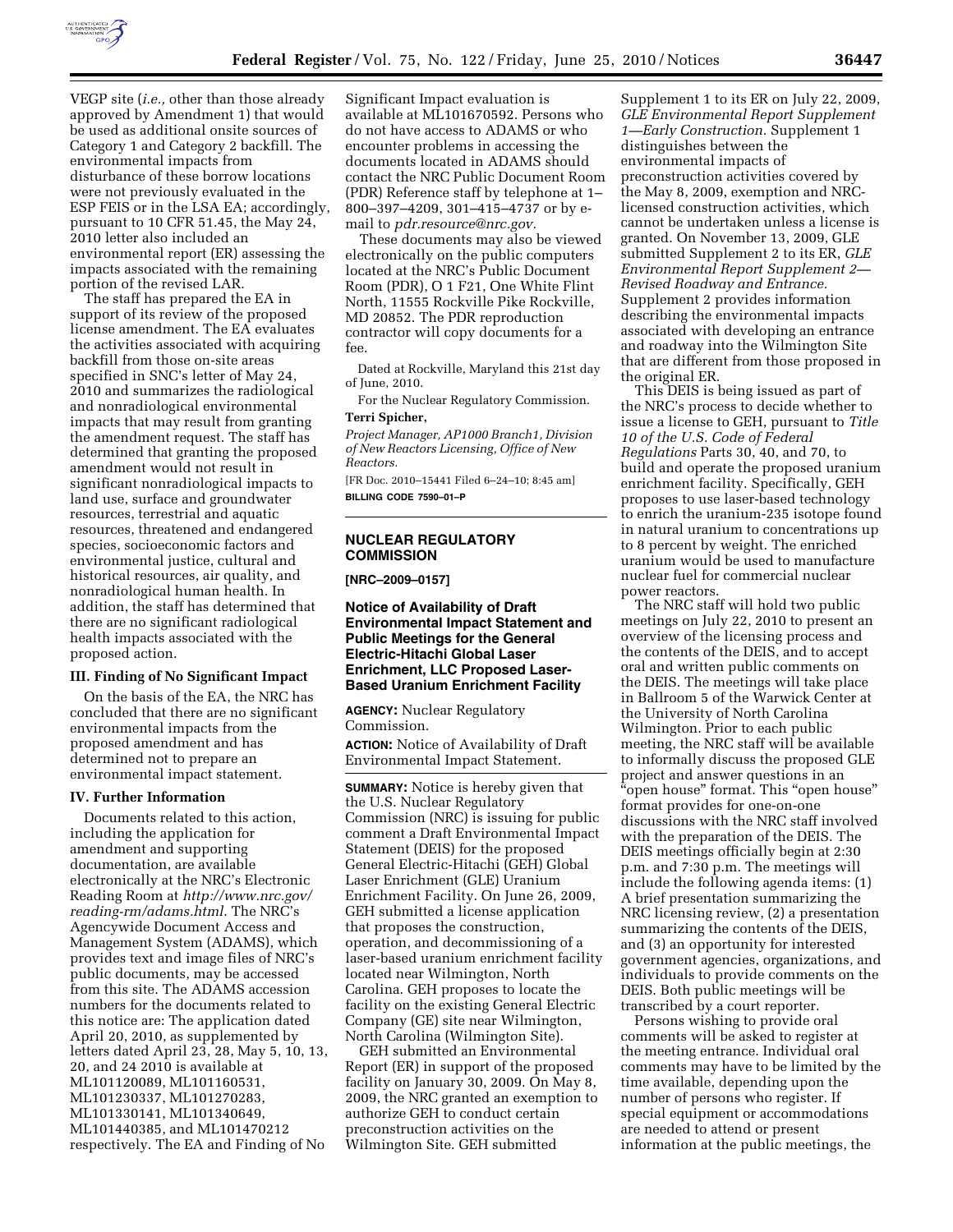VEGP site (*i.e.,* other than those already approved by Amendment 1) that would be used as additional onsite sources of Category 1 and Category 2 backfill. The environmental impacts from disturbance of these borrow locations were not previously evaluated in the ESP FEIS or in the LSA EA; accordingly, pursuant to 10 CFR 51.45, the May 24, 2010 letter also included an environmental report (ER) assessing the impacts associated with the remaining portion of the revised LAR.

The staff has prepared the EA in support of its review of the proposed license amendment. The EA evaluates the activities associated with acquiring backfill from those on-site areas specified in SNC's letter of May 24, 2010 and summarizes the radiological and nonradiological environmental impacts that may result from granting the amendment request. The staff has determined that granting the proposed amendment would not result in significant nonradiological impacts to land use, surface and groundwater resources, terrestrial and aquatic resources, threatened and endangered species, socioeconomic factors and environmental justice, cultural and historical resources, air quality, and nonradiological human health. In addition, the staff has determined that there are no significant radiological health impacts associated with the proposed action.

### III. Finding of No Significant Impact

On the basis of the EA, the NRC has concluded that there are no significant environmental impacts from the proposed amendment and has determined not to prepare an environmental impact statement.

### IV. Further Information

Documents related to this action, including the application for amendment and supporting documentation, are available electronically at the NRC's Electronic Reading Room at *http://www.nrc.gov/reading-rm/adams.html.* The NRC's Agencywide Document Access and Management System (ADAMS), which provides text and image files of NRC's public documents, may be accessed from this site. The ADAMS accession numbers for the documents related to this notice are: The application dated April 20, 2010, as supplemented by letters dated April 23, 28, May 5, 10, 13, 20, and 24 2010 is available at ML101120089, ML101160531, ML101230337, ML101270283, ML101330141, ML101340649, ML101440385, and ML101470212 respectively. The EA and Finding of No Significant Impact evaluation is available at ML101670592. Persons who do not have access to ADAMS or who encounter problems in accessing the documents located in ADAMS should contact the NRC Public Document Room (PDR) Reference staff by telephone at 1–800–397–4209, 301–415–4737 or by e-mail to *pdr.resource@nrc.gov.*

These documents may also be viewed electronically on the public computers located at the NRC's Public Document Room (PDR), O 1 F21, One White Flint North, 11555 Rockville Pike Rockville, MD 20852. The PDR reproduction contractor will copy documents for a fee.

Dated at Rockville, Maryland this 21st day of June, 2010.

For the Nuclear Regulatory Commission.

**Terri Spicher,**

*Project Manager, AP1000 Branch1, Division of New Reactors Licensing, Office of New Reactors.*

[FR Doc. 2010–15441 Filed 6–24–10; 8:45 am]

**BILLING CODE 7590–01–P**

## NUCLEAR REGULATORY COMMISSION

**[NRC–2009–0157]**

## Notice of Availability of Draft Environmental Impact Statement and Public Meetings for the General Electric-Hitachi Global Laser Enrichment, LLC Proposed Laser-Based Uranium Enrichment Facility

**AGENCY:** Nuclear Regulatory Commission.

**ACTION:** Notice of Availability of Draft Environmental Impact Statement.

**SUMMARY:** Notice is hereby given that the U.S. Nuclear Regulatory Commission (NRC) is issuing for public comment a Draft Environmental Impact Statement (DEIS) for the proposed General Electric-Hitachi (GEH) Global Laser Enrichment (GLE) Uranium Enrichment Facility. On June 26, 2009, GEH submitted a license application that proposes the construction, operation, and decommissioning of a laser-based uranium enrichment facility located near Wilmington, North Carolina. GEH proposes to locate the facility on the existing General Electric Company (GE) site near Wilmington, North Carolina (Wilmington Site).

GEH submitted an Environmental Report (ER) in support of the proposed facility on January 30, 2009. On May 8, 2009, the NRC granted an exemption to authorize GEH to conduct certain preconstruction activities on the Wilmington Site. GEH submitted Supplement 1 to its ER on July 22, 2009, *GLE Environmental Report Supplement 1—Early Construction.* Supplement 1 distinguishes between the environmental impacts of preconstruction activities covered by the May 8, 2009, exemption and NRC-licensed construction activities, which cannot be undertaken unless a license is granted. On November 13, 2009, GLE submitted Supplement 2 to its ER, *GLE Environmental Report Supplement 2—Revised Roadway and Entrance.* Supplement 2 provides information describing the environmental impacts associated with developing an entrance and roadway into the Wilmington Site that are different from those proposed in the original ER.

This DEIS is being issued as part of the NRC's process to decide whether to issue a license to GEH, pursuant to *Title 10 of the U.S. Code of Federal Regulations* Parts 30, 40, and 70, to build and operate the proposed uranium enrichment facility. Specifically, GEH proposes to use laser-based technology to enrich the uranium-235 isotope found in natural uranium to concentrations up to 8 percent by weight. The enriched uranium would be used to manufacture nuclear fuel for commercial nuclear power reactors.

The NRC staff will hold two public meetings on July 22, 2010 to present an overview of the licensing process and the contents of the DEIS, and to accept oral and written public comments on the DEIS. The meetings will take place in Ballroom 5 of the Warwick Center at the University of North Carolina Wilmington. Prior to each public meeting, the NRC staff will be available to informally discuss the proposed GLE project and answer questions in an "open house" format. This "open house" format provides for one-on-one discussions with the NRC staff involved with the preparation of the DEIS. The DEIS meetings officially begin at 2:30 p.m. and 7:30 p.m. The meetings will include the following agenda items: (1) A brief presentation summarizing the NRC licensing review, (2) a presentation summarizing the contents of the DEIS, and (3) an opportunity for interested government agencies, organizations, and individuals to provide comments on the DEIS. Both public meetings will be transcribed by a court reporter.

Persons wishing to provide oral comments will be asked to register at the meeting entrance. Individual oral comments may have to be limited by the time available, depending upon the number of persons who register. If special equipment or accommodations are needed to attend or present information at the public meetings, the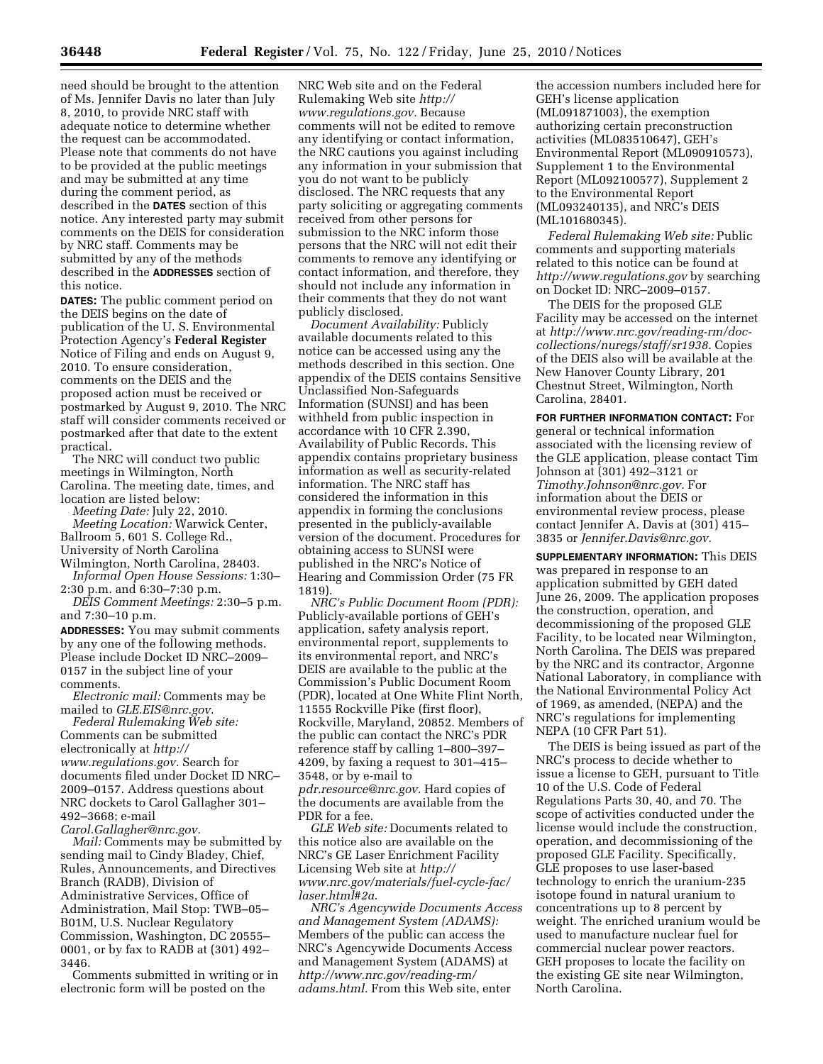need should be brought to the attention of Ms. Jennifer Davis no later than July 8, 2010, to provide NRC staff with adequate notice to determine whether the request can be accommodated. Please note that comments do not have to be provided at the public meetings and may be submitted at any time during the comment period, as described in the **DATES** section of this notice. Any interested party may submit comments on the DEIS for consideration by NRC staff. Comments may be submitted by any of the methods described in the **ADDRESSES** section of this notice.

**DATES:** The public comment period on the DEIS begins on the date of publication of the U. S. Environmental Protection Agency's **Federal Register** Notice of Filing and ends on August 9, 2010. To ensure consideration, comments on the DEIS and the proposed action must be received or postmarked by August 9, 2010. The NRC staff will consider comments received or postmarked after that date to the extent practical.

The NRC will conduct two public meetings in Wilmington, North Carolina. The meeting date, times, and location are listed below:

*Meeting Date:* July 22, 2010.

*Meeting Location:* Warwick Center, Ballroom 5, 601 S. College Rd., University of North Carolina Wilmington, North Carolina, 28403.

*Informal Open House Sessions:* 1:30–2:30 p.m. and 6:30–7:30 p.m.

*DEIS Comment Meetings:* 2:30–5 p.m. and 7:30–10 p.m.

**ADDRESSES:** You may submit comments by any one of the following methods. Please include Docket ID NRC–2009–0157 in the subject line of your comments.

*Electronic mail:* Comments may be mailed to *GLE.EIS@nrc.gov.*

*Federal Rulemaking Web site:* Comments can be submitted electronically at *http://www.regulations.gov.* Search for documents filed under Docket ID NRC–2009–0157. Address questions about NRC dockets to Carol Gallagher 301–492–3668; e-mail *Carol.Gallagher@nrc.gov.*

*Mail:* Comments may be submitted by sending mail to Cindy Bladey, Chief, Rules, Announcements, and Directives Branch (RADB), Division of Administrative Services, Office of Administration, Mail Stop: TWB–05–B01M, U.S. Nuclear Regulatory Commission, Washington, DC 20555–0001, or by fax to RADB at (301) 492–3446.

Comments submitted in writing or in electronic form will be posted on the NRC Web site and on the Federal Rulemaking Web site *http://www.regulations.gov.* Because comments will not be edited to remove any identifying or contact information, the NRC cautions you against including any information in your submission that you do not want to be publicly disclosed. The NRC requests that any party soliciting or aggregating comments received from other persons for submission to the NRC inform those persons that the NRC will not edit their comments to remove any identifying or contact information, and therefore, they should not include any information in their comments that they do not want publicly disclosed.

*Document Availability:* Publicly available documents related to this notice can be accessed using any the methods described in this section. One appendix of the DEIS contains Sensitive Unclassified Non-Safeguards Information (SUNSI) and has been withheld from public inspection in accordance with 10 CFR 2.390, Availability of Public Records. This appendix contains proprietary business information as well as security-related information. The NRC staff has considered the information in this appendix in forming the conclusions presented in the publicly-available version of the document. Procedures for obtaining access to SUNSI were published in the NRC's Notice of Hearing and Commission Order (75 FR 1819).

*NRC's Public Document Room (PDR):* Publicly-available portions of GEH's application, safety analysis report, environmental report, supplements to its environmental report, and NRC's DEIS are available to the public at the Commission's Public Document Room (PDR), located at One White Flint North, 11555 Rockville Pike (first floor), Rockville, Maryland, 20852. Members of the public can contact the NRC's PDR reference staff by calling 1–800–397–4209, by faxing a request to 301–415–3548, or by e-mail to *pdr.resource@nrc.gov.* Hard copies of the documents are available from the PDR for a fee.

*GLE Web site:* Documents related to this notice also are available on the NRC's GE Laser Enrichment Facility Licensing Web site at *http://www.nrc.gov/materials/fuel-cycle-fac/laser.html#2a.*

*NRC's Agencywide Documents Access and Management System (ADAMS):* Members of the public can access the NRC's Agencywide Documents Access and Management System (ADAMS) at *http://www.nrc.gov/reading-rm/adams.html.* From this Web site, enter the accession numbers included here for GEH's license application (ML091871003), the exemption authorizing certain preconstruction activities (ML083510647), GEH's Environmental Report (ML090910573), Supplement 1 to the Environmental Report (ML092100577), Supplement 2 to the Environmental Report (ML093240135), and NRC's DEIS (ML101680345).

*Federal Rulemaking Web site:* Public comments and supporting materials related to this notice can be found at *http://www.regulations.gov* by searching on Docket ID: NRC–2009–0157.

The DEIS for the proposed GLE Facility may be accessed on the internet at *http://www.nrc.gov/reading-rm/doc-collections/nuregs/staff/sr1938.* Copies of the DEIS also will be available at the New Hanover County Library, 201 Chestnut Street, Wilmington, North Carolina, 28401.

**FOR FURTHER INFORMATION CONTACT:** For general or technical information associated with the licensing review of the GLE application, please contact Tim Johnson at (301) 492–3121 or *Timothy.Johnson@nrc.gov.* For information about the DEIS or environmental review process, please contact Jennifer A. Davis at (301) 415–3835 or *Jennifer.Davis@nrc.gov.*

**SUPPLEMENTARY INFORMATION:** This DEIS was prepared in response to an application submitted by GEH dated June 26, 2009. The application proposes the construction, operation, and decommissioning of the proposed GLE Facility, to be located near Wilmington, North Carolina. The DEIS was prepared by the NRC and its contractor, Argonne National Laboratory, in compliance with the National Environmental Policy Act of 1969, as amended, (NEPA) and the NRC's regulations for implementing NEPA (10 CFR Part 51).

The DEIS is being issued as part of the NRC's process to decide whether to issue a license to GEH, pursuant to Title 10 of the U.S. Code of Federal Regulations Parts 30, 40, and 70. The scope of activities conducted under the license would include the construction, operation, and decommissioning of the proposed GLE Facility. Specifically, GLE proposes to use laser-based technology to enrich the uranium-235 isotope found in natural uranium to concentrations up to 8 percent by weight. The enriched uranium would be used to manufacture nuclear fuel for commercial nuclear power reactors. GEH proposes to locate the facility on the existing GE site near Wilmington, North Carolina.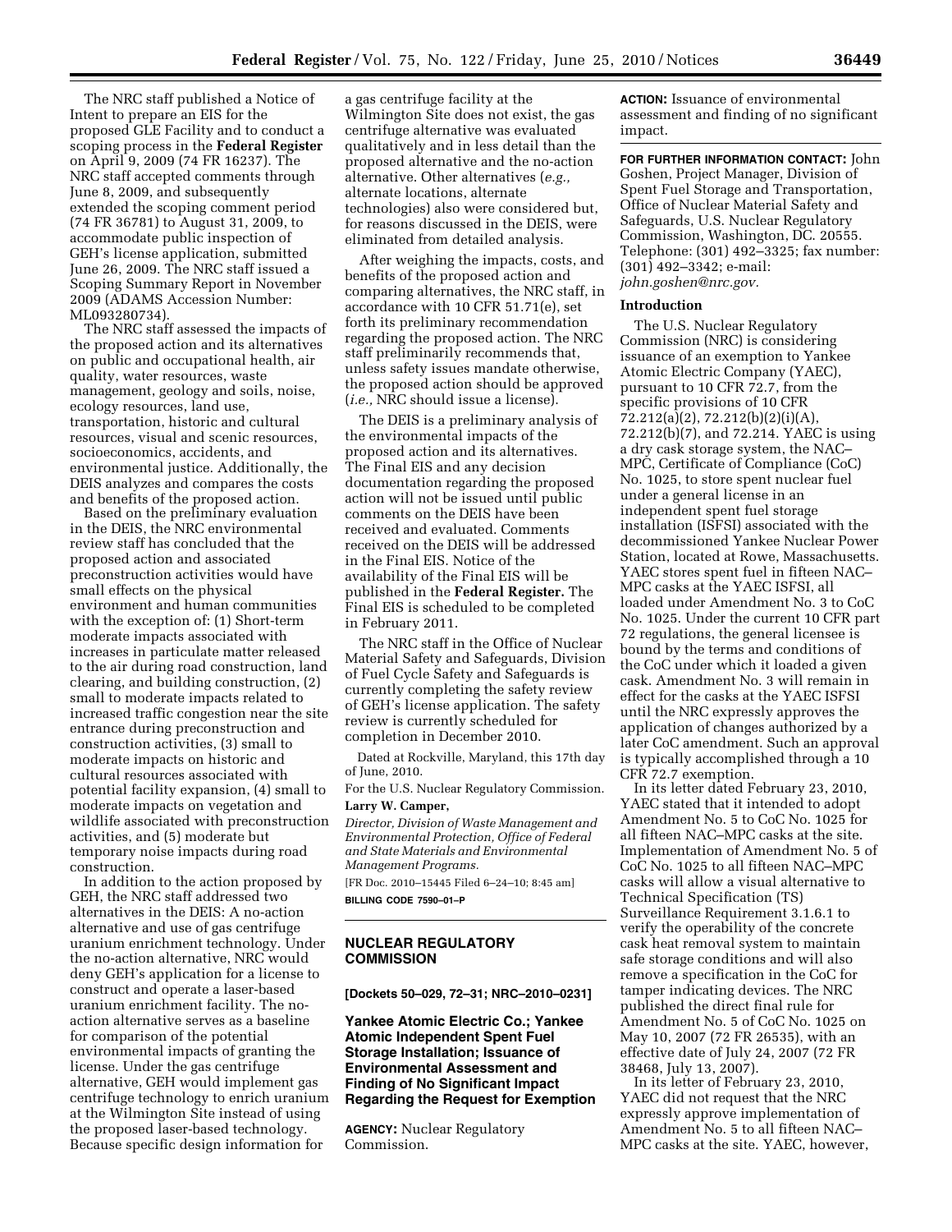The NRC staff published a Notice of Intent to prepare an EIS for the proposed GLE Facility and to conduct a scoping process in the **Federal Register** on April 9, 2009 (74 FR 16237). The NRC staff accepted comments through June 8, 2009, and subsequently extended the scoping comment period (74 FR 36781) to August 31, 2009, to accommodate public inspection of GEH's license application, submitted June 26, 2009. The NRC staff issued a Scoping Summary Report in November 2009 (ADAMS Accession Number: ML093280734).

The NRC staff assessed the impacts of the proposed action and its alternatives on public and occupational health, air quality, water resources, waste management, geology and soils, noise, ecology resources, land use, transportation, historic and cultural resources, visual and scenic resources, socioeconomics, accidents, and environmental justice. Additionally, the DEIS analyzes and compares the costs and benefits of the proposed action.

Based on the preliminary evaluation in the DEIS, the NRC environmental review staff has concluded that the proposed action and associated preconstruction activities would have small effects on the physical environment and human communities with the exception of: (1) Short-term moderate impacts associated with increases in particulate matter released to the air during road construction, land clearing, and building construction, (2) small to moderate impacts related to increased traffic congestion near the site entrance during preconstruction and construction activities, (3) small to moderate impacts on historic and cultural resources associated with potential facility expansion, (4) small to moderate impacts on vegetation and wildlife associated with preconstruction activities, and (5) moderate but temporary noise impacts during road construction.

In addition to the action proposed by GEH, the NRC staff addressed two alternatives in the DEIS: A no-action alternative and use of gas centrifuge uranium enrichment technology. Under the no-action alternative, NRC would deny GEH's application for a license to construct and operate a laser-based uranium enrichment facility. The no-action alternative serves as a baseline for comparison of the potential environmental impacts of granting the license. Under the gas centrifuge alternative, GEH would implement gas centrifuge technology to enrich uranium at the Wilmington Site instead of using the proposed laser-based technology. Because specific design information for a gas centrifuge facility at the Wilmington Site does not exist, the gas centrifuge alternative was evaluated qualitatively and in less detail than the proposed alternative and the no-action alternative. Other alternatives (*e.g.,* alternate locations, alternate technologies) also were considered but, for reasons discussed in the DEIS, were eliminated from detailed analysis.

After weighing the impacts, costs, and benefits of the proposed action and comparing alternatives, the NRC staff, in accordance with 10 CFR 51.71(e), set forth its preliminary recommendation regarding the proposed action. The NRC staff preliminarily recommends that, unless safety issues mandate otherwise, the proposed action should be approved (*i.e.,* NRC should issue a license).

The DEIS is a preliminary analysis of the environmental impacts of the proposed action and its alternatives. The Final EIS and any decision documentation regarding the proposed action will not be issued until public comments on the DEIS have been received and evaluated. Comments received on the DEIS will be addressed in the Final EIS. Notice of the availability of the Final EIS will be published in the **Federal Register.** The Final EIS is scheduled to be completed in February 2011.

The NRC staff in the Office of Nuclear Material Safety and Safeguards, Division of Fuel Cycle Safety and Safeguards is currently completing the safety review of GEH's license application. The safety review is currently scheduled for completion in December 2010.

Dated at Rockville, Maryland, this 17th day of June, 2010.

For the U.S. Nuclear Regulatory Commission.

**Larry W. Camper,**

*Director, Division of Waste Management and Environmental Protection, Office of Federal and State Materials and Environmental Management Programs.*

[FR Doc. 2010–15445 Filed 6–24–10; 8:45 am]

**BILLING CODE 7590–01–P**

---

## NUCLEAR REGULATORY COMMISSION

**[Dockets 50–029, 72–31; NRC–2010–0231]**

## Yankee Atomic Electric Co.; Yankee Atomic Independent Spent Fuel Storage Installation; Issuance of Environmental Assessment and Finding of No Significant Impact Regarding the Request for Exemption

**AGENCY:** Nuclear Regulatory Commission.

**ACTION:** Issuance of environmental assessment and finding of no significant impact.

**FOR FURTHER INFORMATION CONTACT:** John Goshen, Project Manager, Division of Spent Fuel Storage and Transportation, Office of Nuclear Material Safety and Safeguards, U.S. Nuclear Regulatory Commission, Washington, DC. 20555. Telephone: (301) 492–3325; fax number: (301) 492–3342; e-mail: *john.goshen@nrc.gov.*

**Introduction**

The U.S. Nuclear Regulatory Commission (NRC) is considering issuance of an exemption to Yankee Atomic Electric Company (YAEC), pursuant to 10 CFR 72.7, from the specific provisions of 10 CFR 72.212(a)(2), 72.212(b)(2)(i)(A), 72.212(b)(7), and 72.214. YAEC is using a dry cask storage system, the NAC–MPC, Certificate of Compliance (CoC) No. 1025, to store spent nuclear fuel under a general license in an independent spent fuel storage installation (ISFSI) associated with the decommissioned Yankee Nuclear Power Station, located at Rowe, Massachusetts. YAEC stores spent fuel in fifteen NAC–MPC casks at the YAEC ISFSI, all loaded under Amendment No. 3 to CoC No. 1025. Under the current 10 CFR part 72 regulations, the general licensee is bound by the terms and conditions of the CoC under which it loaded a given cask. Amendment No. 3 will remain in effect for the casks at the YAEC ISFSI until the NRC expressly approves the application of changes authorized by a later CoC amendment. Such an approval is typically accomplished through a 10 CFR 72.7 exemption.

In its letter dated February 23, 2010, YAEC stated that it intended to adopt Amendment No. 5 to CoC No. 1025 for all fifteen NAC–MPC casks at the site. Implementation of Amendment No. 5 of CoC No. 1025 to all fifteen NAC–MPC casks will allow a visual alternative to Technical Specification (TS) Surveillance Requirement 3.1.6.1 to verify the operability of the concrete cask heat removal system to maintain safe storage conditions and will also remove a specification in the CoC for tamper indicating devices. The NRC published the direct final rule for Amendment No. 5 of CoC No. 1025 on May 10, 2007 (72 FR 26535), with an effective date of July 24, 2007 (72 FR 38468, July 13, 2007).

In its letter of February 23, 2010, YAEC did not request that the NRC expressly approve implementation of Amendment No. 5 to all fifteen NAC–MPC casks at the site. YAEC, however,